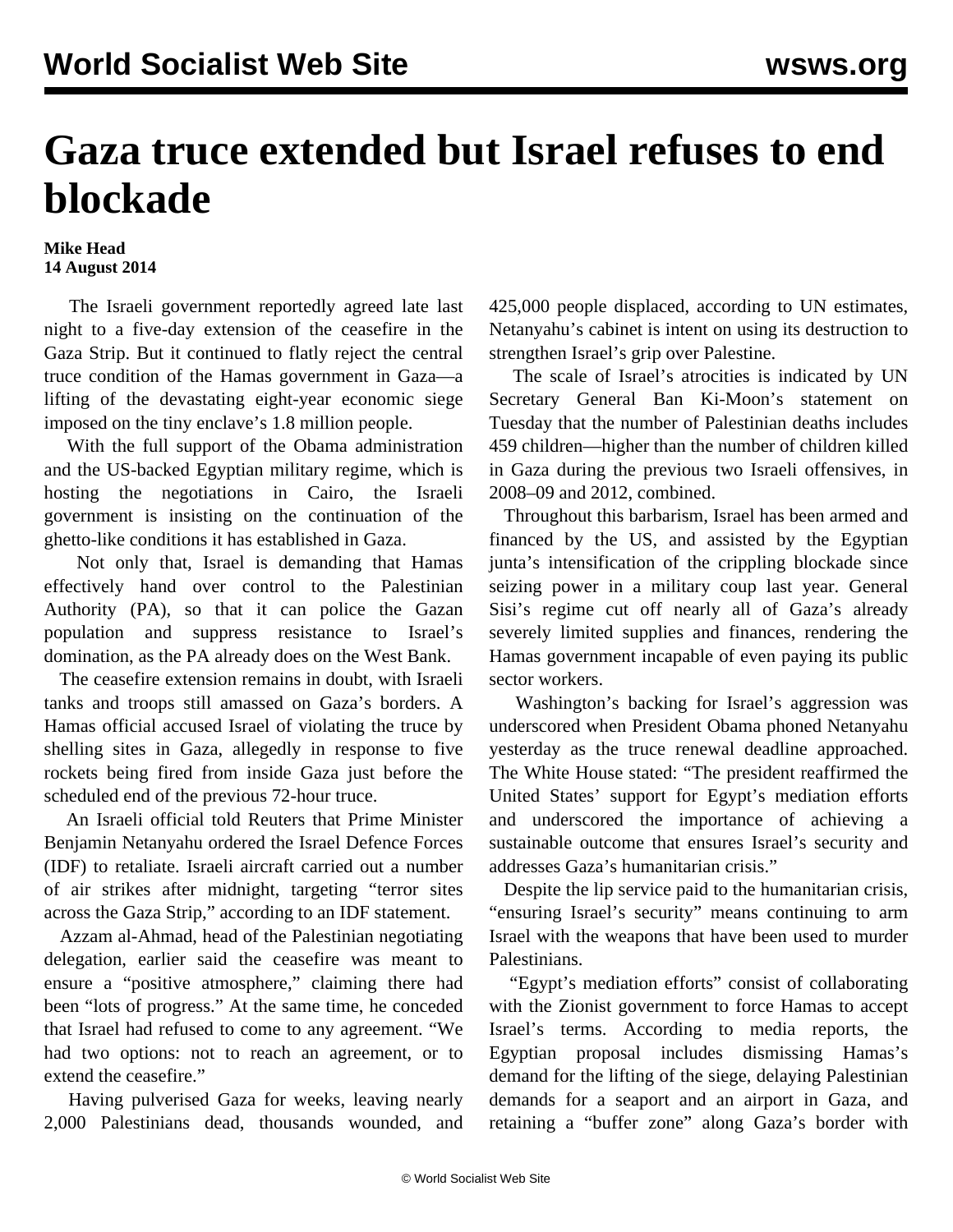# Gaza truce extended but Israel refuses to end blockade

**Mike Head**
**14 August 2014**

The Israeli government reportedly agreed late last night to a five-day extension of the ceasefire in the Gaza Strip. But it continued to flatly reject the central truce condition of the Hamas government in Gaza—a lifting of the devastating eight-year economic siege imposed on the tiny enclave's 1.8 million people.

With the full support of the Obama administration and the US-backed Egyptian military regime, which is hosting the negotiations in Cairo, the Israeli government is insisting on the continuation of the ghetto-like conditions it has established in Gaza.

Not only that, Israel is demanding that Hamas effectively hand over control to the Palestinian Authority (PA), so that it can police the Gazan population and suppress resistance to Israel's domination, as the PA already does on the West Bank.

The ceasefire extension remains in doubt, with Israeli tanks and troops still amassed on Gaza's borders. A Hamas official accused Israel of violating the truce by shelling sites in Gaza, allegedly in response to five rockets being fired from inside Gaza just before the scheduled end of the previous 72-hour truce.

An Israeli official told Reuters that Prime Minister Benjamin Netanyahu ordered the Israel Defence Forces (IDF) to retaliate. Israeli aircraft carried out a number of air strikes after midnight, targeting "terror sites across the Gaza Strip," according to an IDF statement.

Azzam al-Ahmad, head of the Palestinian negotiating delegation, earlier said the ceasefire was meant to ensure a "positive atmosphere," claiming there had been "lots of progress." At the same time, he conceded that Israel had refused to come to any agreement. "We had two options: not to reach an agreement, or to extend the ceasefire."

Having pulverised Gaza for weeks, leaving nearly 2,000 Palestinians dead, thousands wounded, and 425,000 people displaced, according to UN estimates, Netanyahu's cabinet is intent on using its destruction to strengthen Israel's grip over Palestine.

The scale of Israel's atrocities is indicated by UN Secretary General Ban Ki-Moon's statement on Tuesday that the number of Palestinian deaths includes 459 children—higher than the number of children killed in Gaza during the previous two Israeli offensives, in 2008–09 and 2012, combined.

Throughout this barbarism, Israel has been armed and financed by the US, and assisted by the Egyptian junta's intensification of the crippling blockade since seizing power in a military coup last year. General Sisi's regime cut off nearly all of Gaza's already severely limited supplies and finances, rendering the Hamas government incapable of even paying its public sector workers.

Washington's backing for Israel's aggression was underscored when President Obama phoned Netanyahu yesterday as the truce renewal deadline approached. The White House stated: "The president reaffirmed the United States' support for Egypt's mediation efforts and underscored the importance of achieving a sustainable outcome that ensures Israel's security and addresses Gaza's humanitarian crisis."

Despite the lip service paid to the humanitarian crisis, "ensuring Israel's security" means continuing to arm Israel with the weapons that have been used to murder Palestinians.

"Egypt's mediation efforts" consist of collaborating with the Zionist government to force Hamas to accept Israel's terms. According to media reports, the Egyptian proposal includes dismissing Hamas's demand for the lifting of the siege, delaying Palestinian demands for a seaport and an airport in Gaza, and retaining a "buffer zone" along Gaza's border with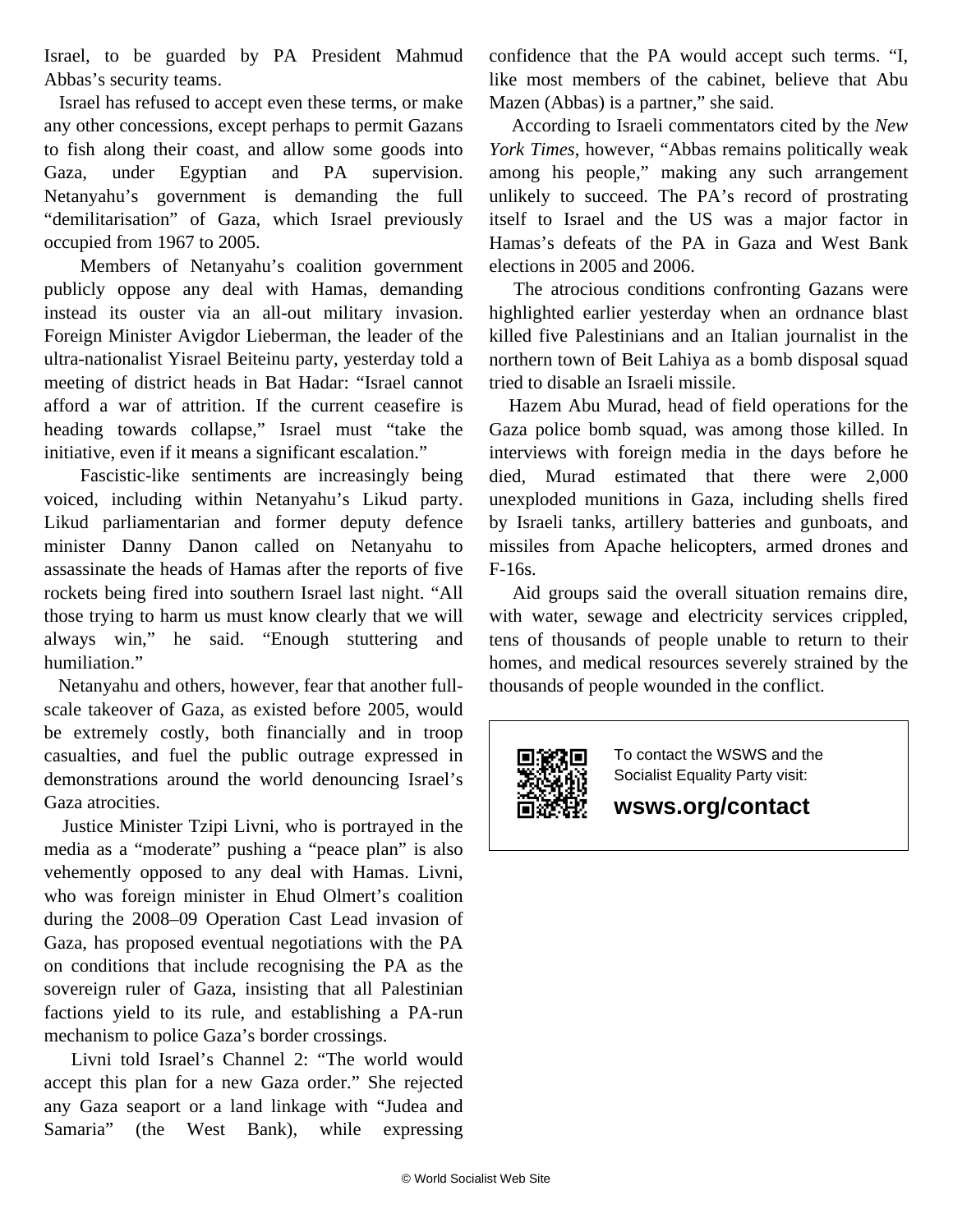Israel, to be guarded by PA President Mahmud Abbas's security teams.

Israel has refused to accept even these terms, or make any other concessions, except perhaps to permit Gazans to fish along their coast, and allow some goods into Gaza, under Egyptian and PA supervision. Netanyahu's government is demanding the full "demilitarisation" of Gaza, which Israel previously occupied from 1967 to 2005.

Members of Netanyahu's coalition government publicly oppose any deal with Hamas, demanding instead its ouster via an all-out military invasion. Foreign Minister Avigdor Lieberman, the leader of the ultra-nationalist Yisrael Beiteinu party, yesterday told a meeting of district heads in Bat Hadar: "Israel cannot afford a war of attrition. If the current ceasefire is heading towards collapse," Israel must "take the initiative, even if it means a significant escalation."

Fascistic-like sentiments are increasingly being voiced, including within Netanyahu's Likud party. Likud parliamentarian and former deputy defence minister Danny Danon called on Netanyahu to assassinate the heads of Hamas after the reports of five rockets being fired into southern Israel last night. "All those trying to harm us must know clearly that we will always win," he said. "Enough stuttering and humiliation."

Netanyahu and others, however, fear that another full-scale takeover of Gaza, as existed before 2005, would be extremely costly, both financially and in troop casualties, and fuel the public outrage expressed in demonstrations around the world denouncing Israel's Gaza atrocities.

Justice Minister Tzipi Livni, who is portrayed in the media as a "moderate" pushing a "peace plan" is also vehemently opposed to any deal with Hamas. Livni, who was foreign minister in Ehud Olmert's coalition during the 2008–09 Operation Cast Lead invasion of Gaza, has proposed eventual negotiations with the PA on conditions that include recognising the PA as the sovereign ruler of Gaza, insisting that all Palestinian factions yield to its rule, and establishing a PA-run mechanism to police Gaza's border crossings.

Livni told Israel's Channel 2: "The world would accept this plan for a new Gaza order." She rejected any Gaza seaport or a land linkage with "Judea and Samaria" (the West Bank), while expressing confidence that the PA would accept such terms. "I, like most members of the cabinet, believe that Abu Mazen (Abbas) is a partner," she said.

According to Israeli commentators cited by the *New York Times*, however, "Abbas remains politically weak among his people," making any such arrangement unlikely to succeed. The PA's record of prostrating itself to Israel and the US was a major factor in Hamas's defeats of the PA in Gaza and West Bank elections in 2005 and 2006.

The atrocious conditions confronting Gazans were highlighted earlier yesterday when an ordnance blast killed five Palestinians and an Italian journalist in the northern town of Beit Lahiya as a bomb disposal squad tried to disable an Israeli missile.

Hazem Abu Murad, head of field operations for the Gaza police bomb squad, was among those killed. In interviews with foreign media in the days before he died, Murad estimated that there were 2,000 unexploded munitions in Gaza, including shells fired by Israeli tanks, artillery batteries and gunboats, and missiles from Apache helicopters, armed drones and F-16s.

Aid groups said the overall situation remains dire, with water, sewage and electricity services crippled, tens of thousands of people unable to return to their homes, and medical resources severely strained by the thousands of people wounded in the conflict.

To contact the WSWS and the Socialist Equality Party visit:

**wsws.org/contact**